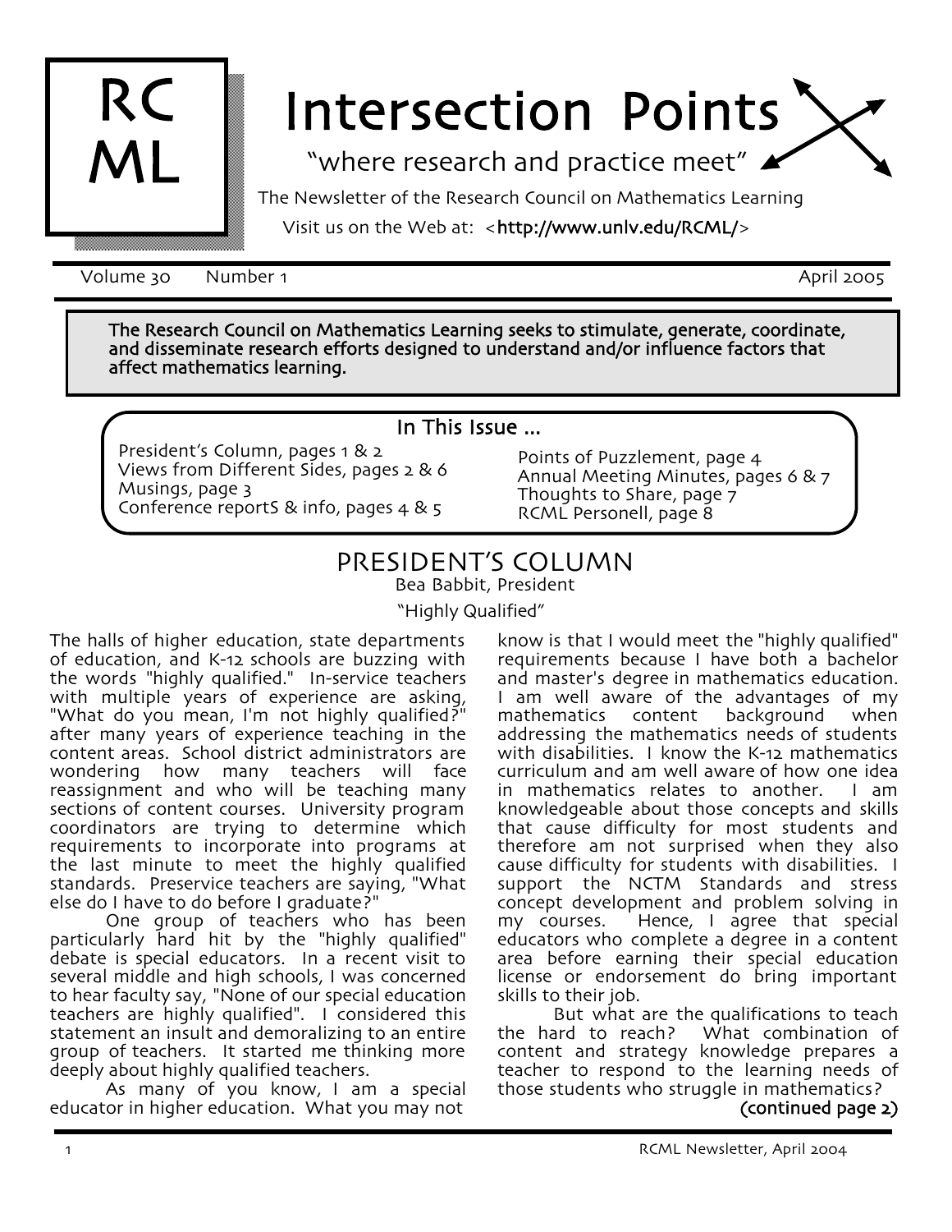RC ML

# Intersection Points

"where research and practice meet"

The Newsletter of the Research Council on Mathematics Learning

Visit us on the Web at: <http://www.unlv.edu/RCML/>

Volume 30 Number 1 April 2005

**The Research Council on Mathematics Learning seeks to stimulate, generate, coordinate, and disseminate research efforts designed to understand and/or influence factors that affect mathematics learning.**

**In This Issue ...**

- President's Column, pages 1 & 2
- Views from Different Sides, pages 2 & 6
- Musings, page 3
- Conference reportS & info, pages 4 & 5
- Points of Puzzlement, page 4
- Annual Meeting Minutes, pages 6 & 7
- Thoughts to Share, page 7
- RCML Personell, page 8

## PRESIDENT'S COLUMN

Bea Babbit, President

"Highly Qualified"

The halls of higher education, state departments of education, and K-12 schools are buzzing with the words "highly qualified." In-service teachers with multiple years of experience are asking, "What do you mean, I'm not highly qualified?" after many years of experience teaching in the content areas. School district administrators are wondering how many teachers will face reassignment and who will be teaching many sections of content courses. University program coordinators are trying to determine which requirements to incorporate into programs at the last minute to meet the highly qualified standards. Preservice teachers are saying, "What else do I have to do before I graduate?"

One group of teachers who has been particularly hard hit by the "highly qualified" debate is special educators. In a recent visit to several middle and high schools, I was concerned to hear faculty say, "None of our special education teachers are highly qualified". I considered this statement an insult and demoralizing to an entire group of teachers. It started me thinking more deeply about highly qualified teachers.

As many of you know, I am a special educator in higher education. What you may not know is that I would meet the "highly qualified" requirements because I have both a bachelor and master's degree in mathematics education. I am well aware of the advantages of my mathematics content background when addressing the mathematics needs of students with disabilities. I know the K-12 mathematics curriculum and am well aware of how one idea in mathematics relates to another. I am knowledgeable about those concepts and skills that cause difficulty for most students and therefore am not surprised when they also cause difficulty for students with disabilities. I support the NCTM Standards and stress concept development and problem solving in my courses. Hence, I agree that special educators who complete a degree in a content area before earning their special education license or endorsement do bring important skills to their job.

But what are the qualifications to teach the hard to reach? What combination of content and strategy knowledge prepares a teacher to respond to the learning needs of those students who struggle in mathematics?

**(continued page 2)**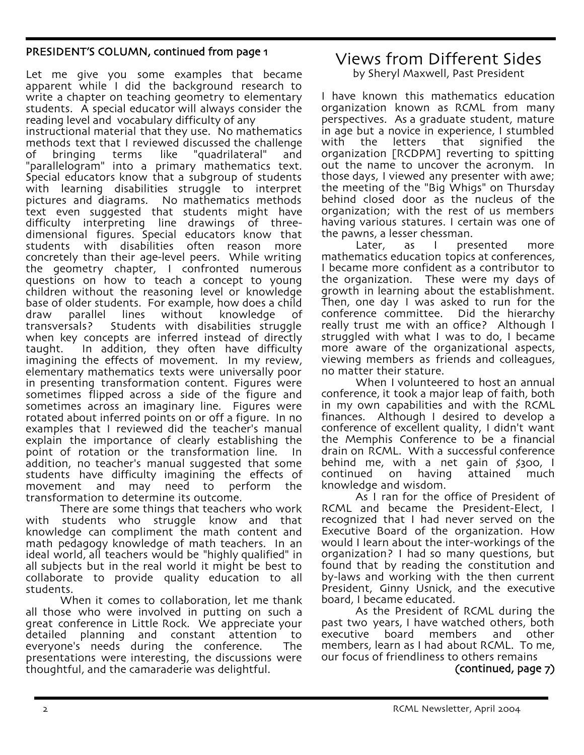## PRESIDENT'S COLUMN, continued from page 1

Let me give you some examples that became apparent while I did the background research to write a chapter on teaching geometry to elementary students. A special educator will always consider the reading level and vocabulary difficulty of any instructional material that they use. No mathematics methods text that I reviewed discussed the challenge of bringing terms like "quadrilateral" and "parallelogram" into a primary mathematics text. Special educators know that a subgroup of students with learning disabilities struggle to interpret pictures and diagrams. No mathematics methods text even suggested that students might have difficulty interpreting line drawings of three-dimensional figures. Special educators know that students with disabilities often reason more concretely than their age-level peers. While writing the geometry chapter, I confronted numerous questions on how to teach a concept to young children without the reasoning level or knowledge base of older students. For example, how does a child draw parallel lines without knowledge of transversals? Students with disabilities struggle when key concepts are inferred instead of directly taught. In addition, they often have difficulty imagining the effects of movement. In my review, elementary mathematics texts were universally poor in presenting transformation content. Figures were sometimes flipped across a side of the figure and sometimes across an imaginary line. Figures were rotated about inferred points on or off a figure. In no examples that I reviewed did the teacher's manual explain the importance of clearly establishing the point of rotation or the transformation line. In addition, no teacher's manual suggested that some students have difficulty imagining the effects of movement and may need to perform the transformation to determine its outcome.

There are some things that teachers who work with students who struggle know and that knowledge can compliment the math content and math pedagogy knowledge of math teachers. In an ideal world, all teachers would be "highly qualified" in all subjects but in the real world it might be best to collaborate to provide quality education to all students.

When it comes to collaboration, let me thank all those who were involved in putting on such a great conference in Little Rock. We appreciate your detailed planning and constant attention to everyone's needs during the conference. The presentations were interesting, the discussions were thoughtful, and the camaraderie was delightful.

# Views from Different Sides

by Sheryl Maxwell, Past President

I have known this mathematics education organization known as RCML from many perspectives. As a graduate student, mature in age but a novice in experience, I stumbled with the letters that signified the organization [RCDPM] reverting to spitting out the name to uncover the acronym. In those days, I viewed any presenter with awe; the meeting of the "Big Whigs" on Thursday behind closed door as the nucleus of the organization; with the rest of us members having various statures. I certain was one of the pawns, a lesser chessman.

Later, as I presented more mathematics education topics at conferences, I became more confident as a contributor to the organization. These were my days of growth in learning about the establishment. Then, one day I was asked to run for the conference committee. Did the hierarchy really trust me with an office? Although I struggled with what I was to do, I became more aware of the organizational aspects, viewing members as friends and colleagues, no matter their stature.

When I volunteered to host an annual conference, it took a major leap of faith, both in my own capabilities and with the RCML finances. Although I desired to develop a conference of excellent quality, I didn't want the Memphis Conference to be a financial drain on RCML. With a successful conference behind me, with a net gain of $300, I continued on having attained much knowledge and wisdom.

As I ran for the office of President of RCML and became the President-Elect, I recognized that I had never served on the Executive Board of the organization. How would I learn about the inter-workings of the organization? I had so many questions, but found that by reading the constitution and by-laws and working with the then current President, Ginny Usnick, and the executive board, I became educated.

As the President of RCML during the past two years, I have watched others, both executive board members and other members, learn as I had about RCML. To me, our focus of friendliness to others remains

**(continued, page 7)**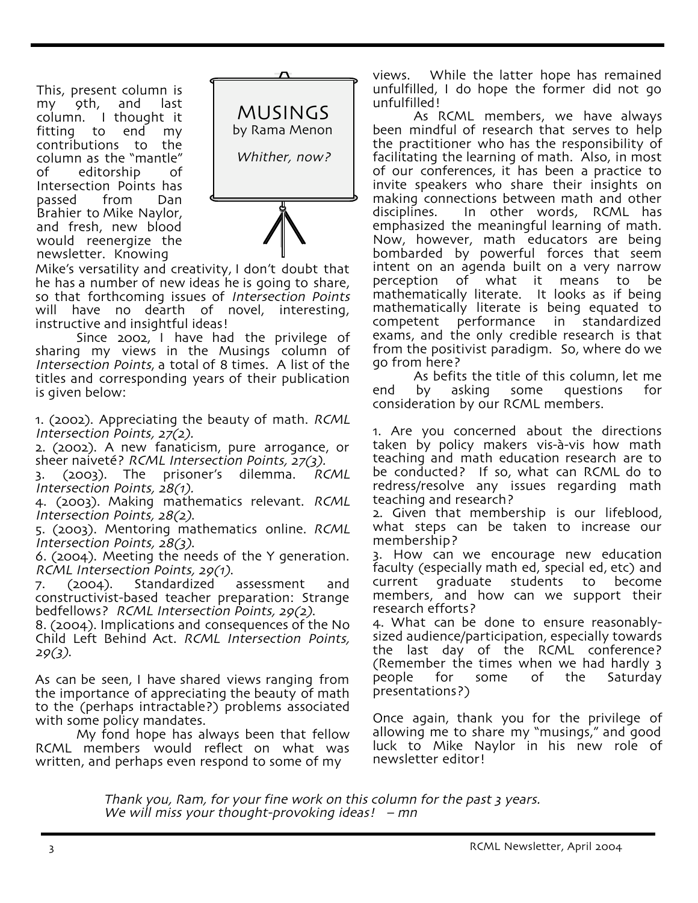# MUSINGS

by Rama Menon

*Whither, now?*

This, present column is my 9th, and last column. I thought it fitting to end my contributions to the column as the "mantle" of editorship of Intersection Points has passed from Dan Brahier to Mike Naylor, and fresh, new blood would reenergize the newsletter. Knowing Mike's versatility and creativity, I don't doubt that he has a number of new ideas he is going to share, so that forthcoming issues of *Intersection Points* will have no dearth of novel, interesting, instructive and insightful ideas!

Since 2002, I have had the privilege of sharing my views in the Musings column of *Intersection Points*, a total of 8 times. A list of the titles and corresponding years of their publication is given below:

1. (2002). Appreciating the beauty of math. *RCML Intersection Points, 27(2).*
2. (2002). A new fanaticism, pure arrogance, or sheer naiveté? *RCML Intersection Points, 27(3).*
3. (2003). The prisoner's dilemma. *RCML Intersection Points, 28(1).*
4. (2003). Making mathematics relevant. *RCML Intersection Points, 28(2).*
5. (2003). Mentoring mathematics online. *RCML Intersection Points, 28(3).*
6. (2004). Meeting the needs of the Y generation. *RCML Intersection Points, 29(1).*
7. (2004). Standardized assessment and constructivist-based teacher preparation: Strange bedfellows? *RCML Intersection Points, 29(2).*
8. (2004). Implications and consequences of the No Child Left Behind Act. *RCML Intersection Points, 29(3).*

As can be seen, I have shared views ranging from the importance of appreciating the beauty of math to the (perhaps intractable?) problems associated with some policy mandates.

My fond hope has always been that fellow RCML members would reflect on what was written, and perhaps even respond to some of my views. While the latter hope has remained unfulfilled, I do hope the former did not go unfulfilled!

As RCML members, we have always been mindful of research that serves to help the practitioner who has the responsibility of facilitating the learning of math. Also, in most of our conferences, it has been a practice to invite speakers who share their insights on making connections between math and other disciplines. In other words, RCML has emphasized the meaningful learning of math. Now, however, math educators are being bombarded by powerful forces that seem intent on an agenda built on a very narrow perception of what it means to be mathematically literate. It looks as if being mathematically literate is being equated to competent performance in standardized exams, and the only credible research is that from the positivist paradigm. So, where do we go from here?

As befits the title of this column, let me end by asking some questions for consideration by our RCML members.

1. Are you concerned about the directions taken by policy makers vis-à-vis how math teaching and math education research are to be conducted? If so, what can RCML do to redress/resolve any issues regarding math teaching and research?
2. Given that membership is our lifeblood, what steps can be taken to increase our membership?
3. How can we encourage new education faculty (especially math ed, special ed, etc) and current graduate students to become members, and how can we support their research efforts?
4. What can be done to ensure reasonably-sized audience/participation, especially towards the last day of the RCML conference? (Remember the times when we had hardly 3 people for some of the Saturday presentations?)

Once again, thank you for the privilege of allowing me to share my "musings," and good luck to Mike Naylor in his new role of newsletter editor!

*Thank you, Ram, for your fine work on this column for the past 3 years. We will miss your thought-provoking ideas! – mn*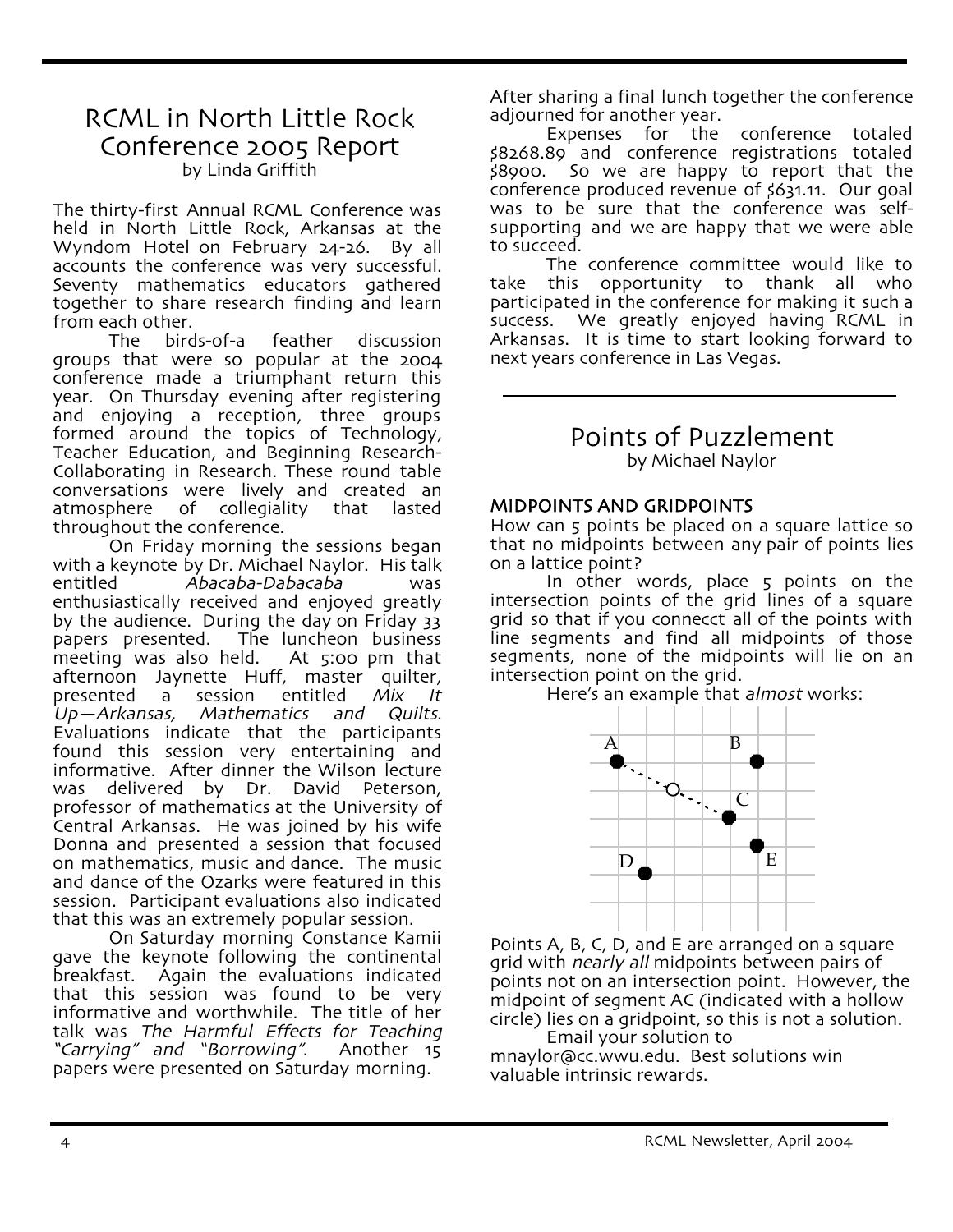# RCML in North Little Rock Conference 2005 Report

by Linda Griffith

The thirty-first Annual RCML Conference was held in North Little Rock, Arkansas at the Wyndom Hotel on February 24-26. By all accounts the conference was very successful. Seventy mathematics educators gathered together to share research finding and learn from each other.

The birds-of-a feather discussion groups that were so popular at the 2004 conference made a triumphant return this year. On Thursday evening after registering and enjoying a reception, three groups formed around the topics of Technology, Teacher Education, and Beginning Research-Collaborating in Research. These round table conversations were lively and created an atmosphere of collegiality that lasted throughout the conference.

On Friday morning the sessions began with a keynote by Dr. Michael Naylor. His talk entitled *Abacaba-Dabacaba* was enthusiastically received and enjoyed greatly by the audience. During the day on Friday 33 papers presented. The luncheon business meeting was also held. At 5:00 pm that afternoon Jaynette Huff, master quilter, presented a session entitled *Mix It Up—Arkansas, Mathematics and Quilts*. Evaluations indicate that the participants found this session very entertaining and informative. After dinner the Wilson lecture was delivered by Dr. David Peterson, professor of mathematics at the University of Central Arkansas. He was joined by his wife Donna and presented a session that focused on mathematics, music and dance. The music and dance of the Ozarks were featured in this session. Participant evaluations also indicated that this was an extremely popular session.

On Saturday morning Constance Kamii gave the keynote following the continental breakfast. Again the evaluations indicated that this session was found to be very informative and worthwhile. The title of her talk was *The Harmful Effects for Teaching "Carrying" and "Borrowing"*. Another 15 papers were presented on Saturday morning.

After sharing a final lunch together the conference adjourned for another year.

Expenses for the conference totaled $8268.89 and conference registrations totaled $8900. So we are happy to report that the conference produced revenue of $631.11. Our goal was to be sure that the conference was self-supporting and we are happy that we were able to succeed.

The conference committee would like to take this opportunity to thank all who participated in the conference for making it such a success. We greatly enjoyed having RCML in Arkansas. It is time to start looking forward to next years conference in Las Vegas.

# Points of Puzzlement

by Michael Naylor

### MIDPOINTS AND GRIDPOINTS

How can 5 points be placed on a square lattice so that no midpoints between any pair of points lies on a lattice point?

In other words, place 5 points on the intersection points of the grid lines of a square grid so that if you connecct all of the points with line segments and find all midpoints of those segments, none of the midpoints will lie on an intersection point on the grid.

Here's an example that *almost* works:

Points A, B, C, D, and E are arranged on a square grid with *nearly all* midpoints between pairs of points not on an intersection point. However, the midpoint of segment AC (indicated with a hollow circle) lies on a gridpoint, so this is not a solution.

Email your solution to mnaylor@cc.wwu.edu. Best solutions win valuable intrinsic rewards.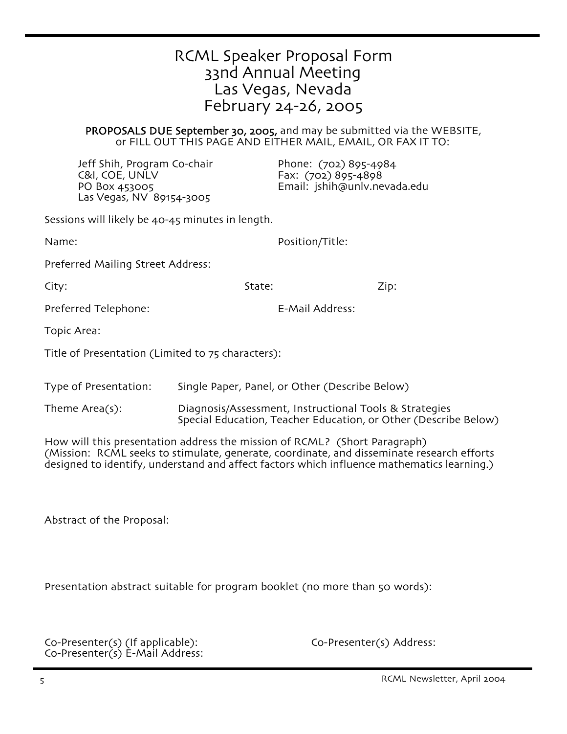# RCML Speaker Proposal Form
# 33nd Annual Meeting
# Las Vegas, Nevada
# February 24-26, 2005

**PROPOSALS DUE September 30, 2005,** and may be submitted via the WEBSITE, or FILL OUT THIS PAGE AND EITHER MAIL, EMAIL, OR FAX IT TO:

Jeff Shih, Program Co-chair
C&I, COE, UNLV
PO Box 453005
Las Vegas, NV 89154-3005

Phone: (702) 895-4984
Fax: (702) 895-4898
Email: jshih@unlv.nevada.edu

Sessions will likely be 40-45 minutes in length.

Name: Position/Title:

Preferred Mailing Street Address:

City: State: Zip:

Preferred Telephone: E-Mail Address:

Topic Area:

Title of Presentation (Limited to 75 characters):

Type of Presentation: Single Paper, Panel, or Other (Describe Below)

Theme Area(s): Diagnosis/Assessment, Instructional Tools & Strategies
Special Education, Teacher Education, or Other (Describe Below)

How will this presentation address the mission of RCML? (Short Paragraph)
(Mission: RCML seeks to stimulate, generate, coordinate, and disseminate research efforts designed to identify, understand and affect factors which influence mathematics learning.)

Abstract of the Proposal:

Presentation abstract suitable for program booklet (no more than 50 words):

Co-Presenter(s) (If applicable): Co-Presenter(s) Address:
Co-Presenter(s) E-Mail Address: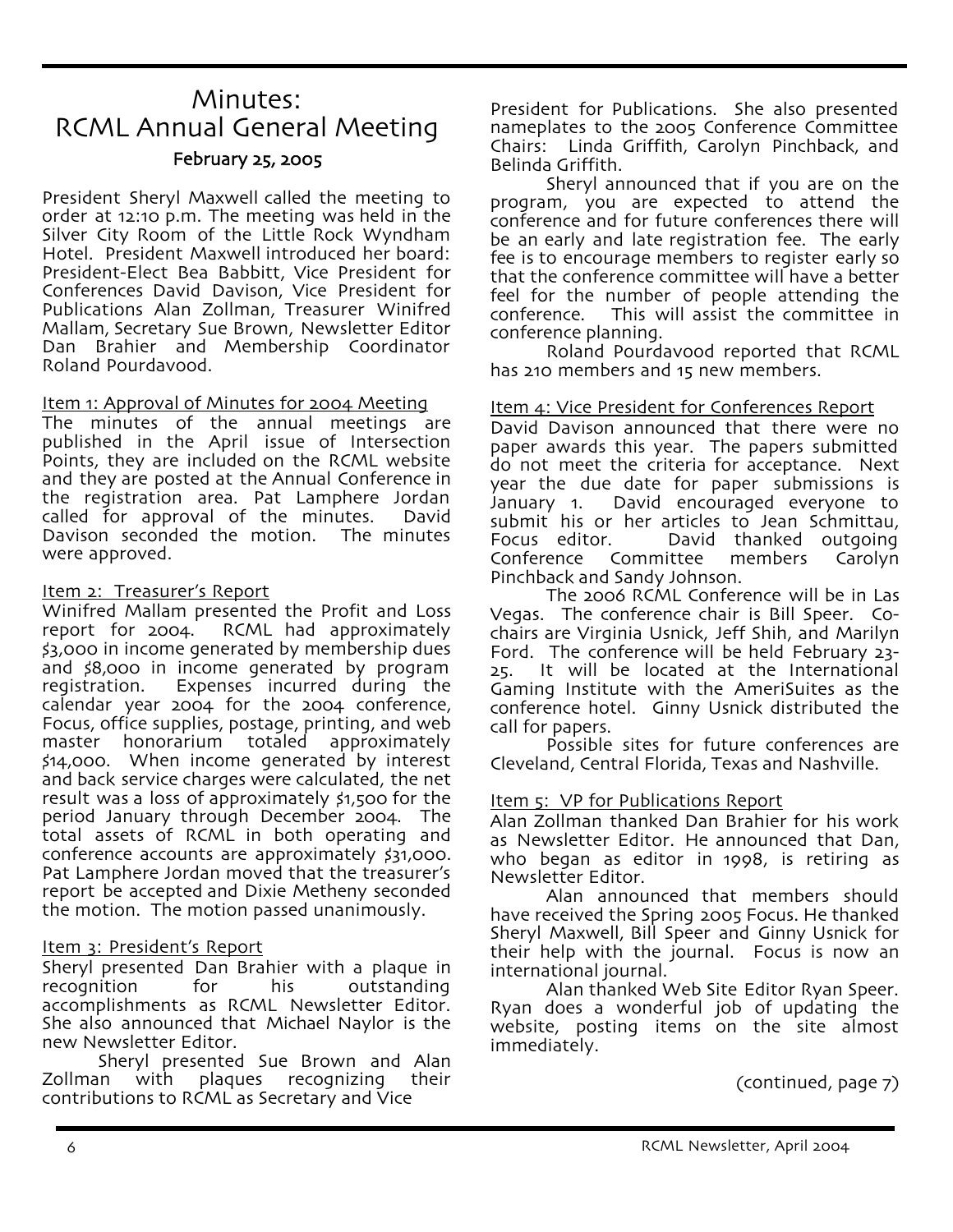# Minutes: RCML Annual General Meeting

### February 25, 2005

President Sheryl Maxwell called the meeting to order at 12:10 p.m. The meeting was held in the Silver City Room of the Little Rock Wyndham Hotel. President Maxwell introduced her board: President-Elect Bea Babbitt, Vice President for Conferences David Davison, Vice President for Publications Alan Zollman, Treasurer Winifred Mallam, Secretary Sue Brown, Newsletter Editor Dan Brahier and Membership Coordinator Roland Pourdavood.

Item 1: Approval of Minutes for 2004 Meeting

The minutes of the annual meetings are published in the April issue of Intersection Points, they are included on the RCML website and they are posted at the Annual Conference in the registration area. Pat Lamphere Jordan called for approval of the minutes. David Davison seconded the motion. The minutes were approved.

Item 2: Treasurer's Report

Winifred Mallam presented the Profit and Loss report for 2004. RCML had approximately $3,000 in income generated by membership dues and $8,000 in income generated by program registration. Expenses incurred during the calendar year 2004 for the 2004 conference, Focus, office supplies, postage, printing, and web master honorarium totaled approximately $14,000. When income generated by interest and back service charges were calculated, the net result was a loss of approximately $1,500 for the period January through December 2004. The total assets of RCML in both operating and conference accounts are approximately $31,000. Pat Lamphere Jordan moved that the treasurer's report be accepted and Dixie Metheny seconded the motion. The motion passed unanimously.

Item 3: President's Report

Sheryl presented Dan Brahier with a plaque in recognition for his outstanding accomplishments as RCML Newsletter Editor. She also announced that Michael Naylor is the new Newsletter Editor.

Sheryl presented Sue Brown and Alan Zollman with plaques recognizing their contributions to RCML as Secretary and Vice President for Publications. She also presented nameplates to the 2005 Conference Committee Chairs: Linda Griffith, Carolyn Pinchback, and Belinda Griffith.

Sheryl announced that if you are on the program, you are expected to attend the conference and for future conferences there will be an early and late registration fee. The early fee is to encourage members to register early so that the conference committee will have a better feel for the number of people attending the conference. This will assist the committee in conference planning.

Roland Pourdavood reported that RCML has 210 members and 15 new members.

Item 4: Vice President for Conferences Report

David Davison announced that there were no paper awards this year. The papers submitted do not meet the criteria for acceptance. Next year the due date for paper submissions is January 1. David encouraged everyone to submit his or her articles to Jean Schmittau, Focus editor. David thanked outgoing Conference Committee members Carolyn Pinchback and Sandy Johnson.

The 2006 RCML Conference will be in Las Vegas. The conference chair is Bill Speer. Co-chairs are Virginia Usnick, Jeff Shih, and Marilyn Ford. The conference will be held February 23-25. It will be located at the International Gaming Institute with the AmeriSuites as the conference hotel. Ginny Usnick distributed the call for papers.

Possible sites for future conferences are Cleveland, Central Florida, Texas and Nashville.

Item 5: VP for Publications Report

Alan Zollman thanked Dan Brahier for his work as Newsletter Editor. He announced that Dan, who began as editor in 1998, is retiring as Newsletter Editor.

Alan announced that members should have received the Spring 2005 Focus. He thanked Sheryl Maxwell, Bill Speer and Ginny Usnick for their help with the journal. Focus is now an international journal.

Alan thanked Web Site Editor Ryan Speer. Ryan does a wonderful job of updating the website, posting items on the site almost immediately.

(continued, page 7)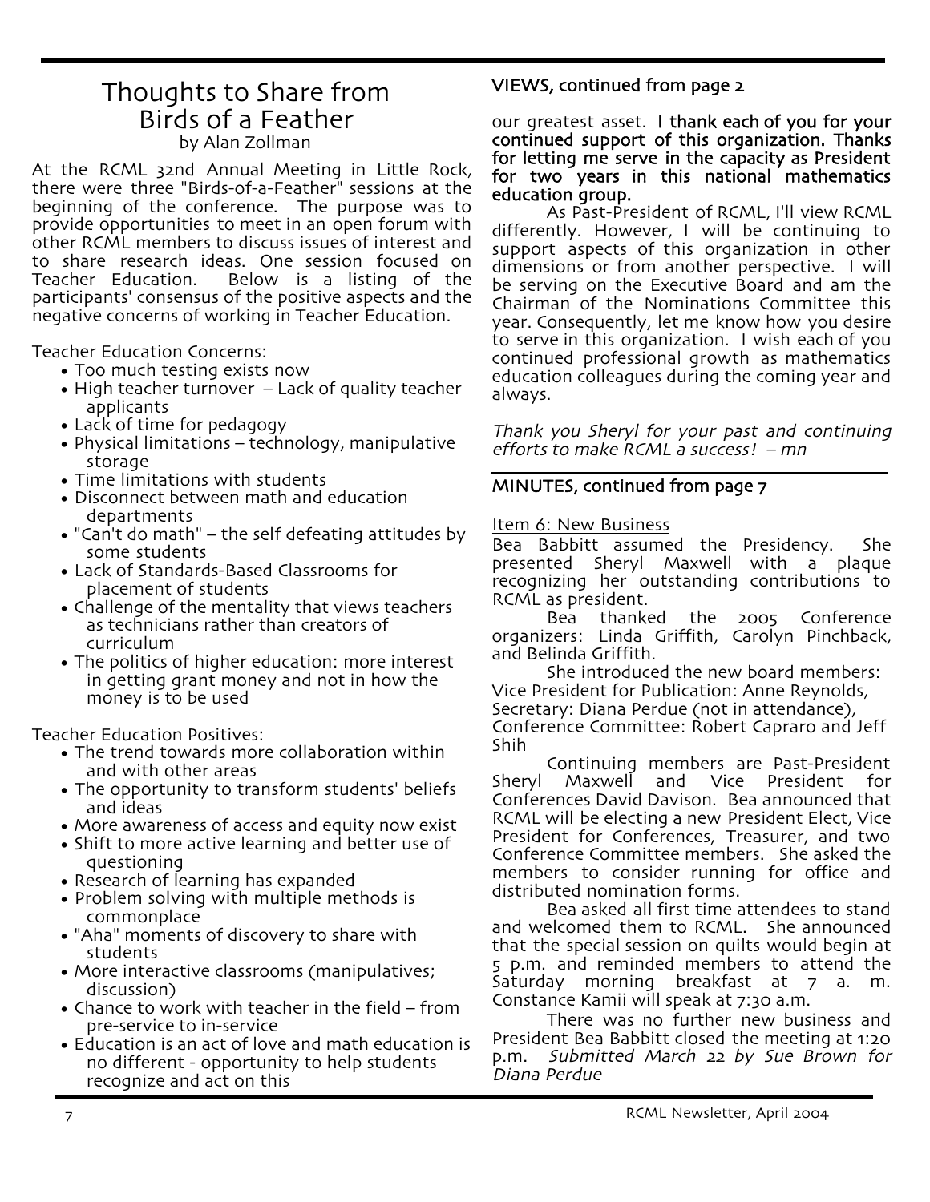## Thoughts to Share from Birds of a Feather

by Alan Zollman

At the RCML 32nd Annual Meeting in Little Rock, there were three "Birds-of-a-Feather" sessions at the beginning of the conference. The purpose was to provide opportunities to meet in an open forum with other RCML members to discuss issues of interest and to share research ideas. One session focused on Teacher Education. Below is a listing of the participants' consensus of the positive aspects and the negative concerns of working in Teacher Education.

Teacher Education Concerns:

- Too much testing exists now
- High teacher turnover – Lack of quality teacher applicants
- Lack of time for pedagogy
- Physical limitations – technology, manipulative storage
- Time limitations with students
- Disconnect between math and education departments
- "Can't do math" – the self defeating attitudes by some students
- Lack of Standards-Based Classrooms for placement of students
- Challenge of the mentality that views teachers as technicians rather than creators of curriculum
- The politics of higher education: more interest in getting grant money and not in how the money is to be used

Teacher Education Positives:

- The trend towards more collaboration within and with other areas
- The opportunity to transform students' beliefs and ideas
- More awareness of access and equity now exist
- Shift to more active learning and better use of questioning
- Research of learning has expanded
- Problem solving with multiple methods is commonplace
- "Aha" moments of discovery to share with students
- More interactive classrooms (manipulatives; discussion)
- Chance to work with teacher in the field – from pre-service to in-service
- Education is an act of love and math education is no different - opportunity to help students recognize and act on this

### VIEWS, continued from page 2

our greatest asset. **I thank each of you for your continued support of this organization. Thanks for letting me serve in the capacity as President for two years in this national mathematics education group.**

As Past-President of RCML, I'll view RCML differently. However, I will be continuing to support aspects of this organization in other dimensions or from another perspective. I will be serving on the Executive Board and am the Chairman of the Nominations Committee this year. Consequently, let me know how you desire to serve in this organization. I wish each of you continued professional growth as mathematics education colleagues during the coming year and always.

*Thank you Sheryl for your past and continuing efforts to make RCML a success! – mn*

### MINUTES, continued from page 7

Item 6: New Business

Bea Babbitt assumed the Presidency. She presented Sheryl Maxwell with a plaque recognizing her outstanding contributions to RCML as president.

Bea thanked the 2005 Conference organizers: Linda Griffith, Carolyn Pinchback, and Belinda Griffith.

She introduced the new board members:
Vice President for Publication: Anne Reynolds,
Secretary: Diana Perdue (not in attendance),
Conference Committee: Robert Capraro and Jeff Shih

Continuing members are Past-President Sheryl Maxwell and Vice President for Conferences David Davison. Bea announced that RCML will be electing a new President Elect, Vice President for Conferences, Treasurer, and two Conference Committee members. She asked the members to consider running for office and distributed nomination forms.

Bea asked all first time attendees to stand and welcomed them to RCML. She announced that the special session on quilts would begin at 5 p.m. and reminded members to attend the Saturday morning breakfast at 7 a. m. Constance Kamii will speak at 7:30 a.m.

There was no further new business and President Bea Babbitt closed the meeting at 1:20 p.m. *Submitted March 22 by Sue Brown for Diana Perdue*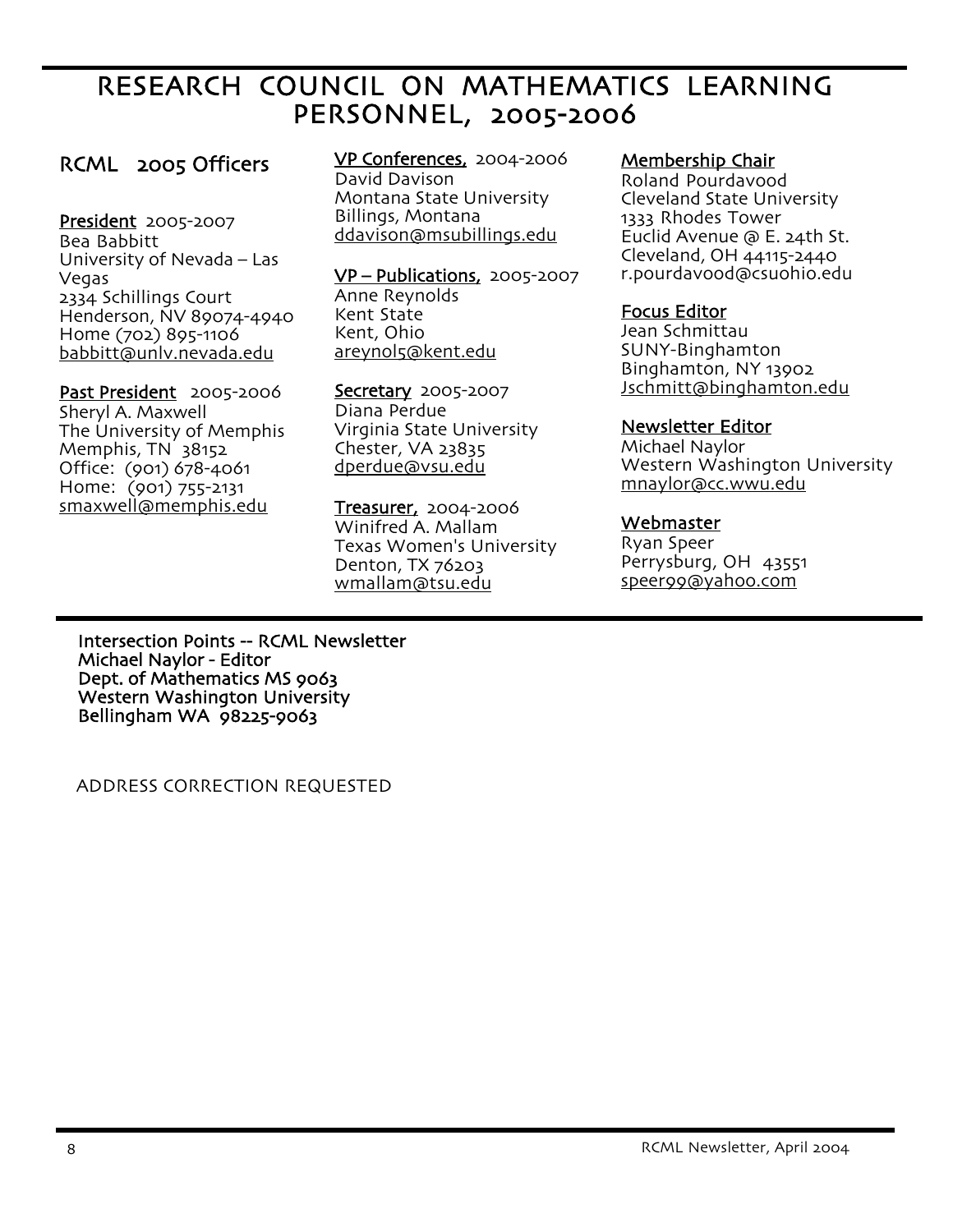# RESEARCH COUNCIL ON MATHEMATICS LEARNING PERSONNEL, 2005-2006

## RCML 2005 Officers

**President** 2005-2007
Bea Babbitt
University of Nevada – Las Vegas
2334 Schillings Court
Henderson, NV 89074-4940
Home (702) 895-1106
babbitt@unlv.nevada.edu

**Past President** 2005-2006
Sheryl A. Maxwell
The University of Memphis
Memphis, TN 38152
Office: (901) 678-4061
Home: (901) 755-2131
smaxwell@memphis.edu

**VP Conferences,** 2004-2006
David Davison
Montana State University
Billings, Montana
ddavison@msubillings.edu

**VP – Publications,** 2005-2007
Anne Reynolds
Kent State
Kent, Ohio
areynol5@kent.edu

**Secretary** 2005-2007
Diana Perdue
Virginia State University
Chester, VA 23835
dperdue@vsu.edu

**Treasurer,** 2004-2006
Winifred A. Mallam
Texas Women's University
Denton, TX 76203
wmallam@tsu.edu

**Membership Chair**
Roland Pourdavood
Cleveland State University
1333 Rhodes Tower
Euclid Avenue @ E. 24th St.
Cleveland, OH 44115-2440
r.pourdavood@csuohio.edu

**Focus Editor**
Jean Schmittau
SUNY-Binghamton
Binghamton, NY 13902
Jschmitt@binghamton.edu

**Newsletter Editor**
Michael Naylor
Western Washington University
mnaylor@cc.wwu.edu

**Webmaster**
Ryan Speer
Perrysburg, OH 43551
speer99@yahoo.com

---

**Intersection Points -- RCML Newsletter**
**Michael Naylor - Editor**
**Dept. of Mathematics MS 9063**
**Western Washington University**
**Bellingham WA 98225-9063**

ADDRESS CORRECTION REQUESTED